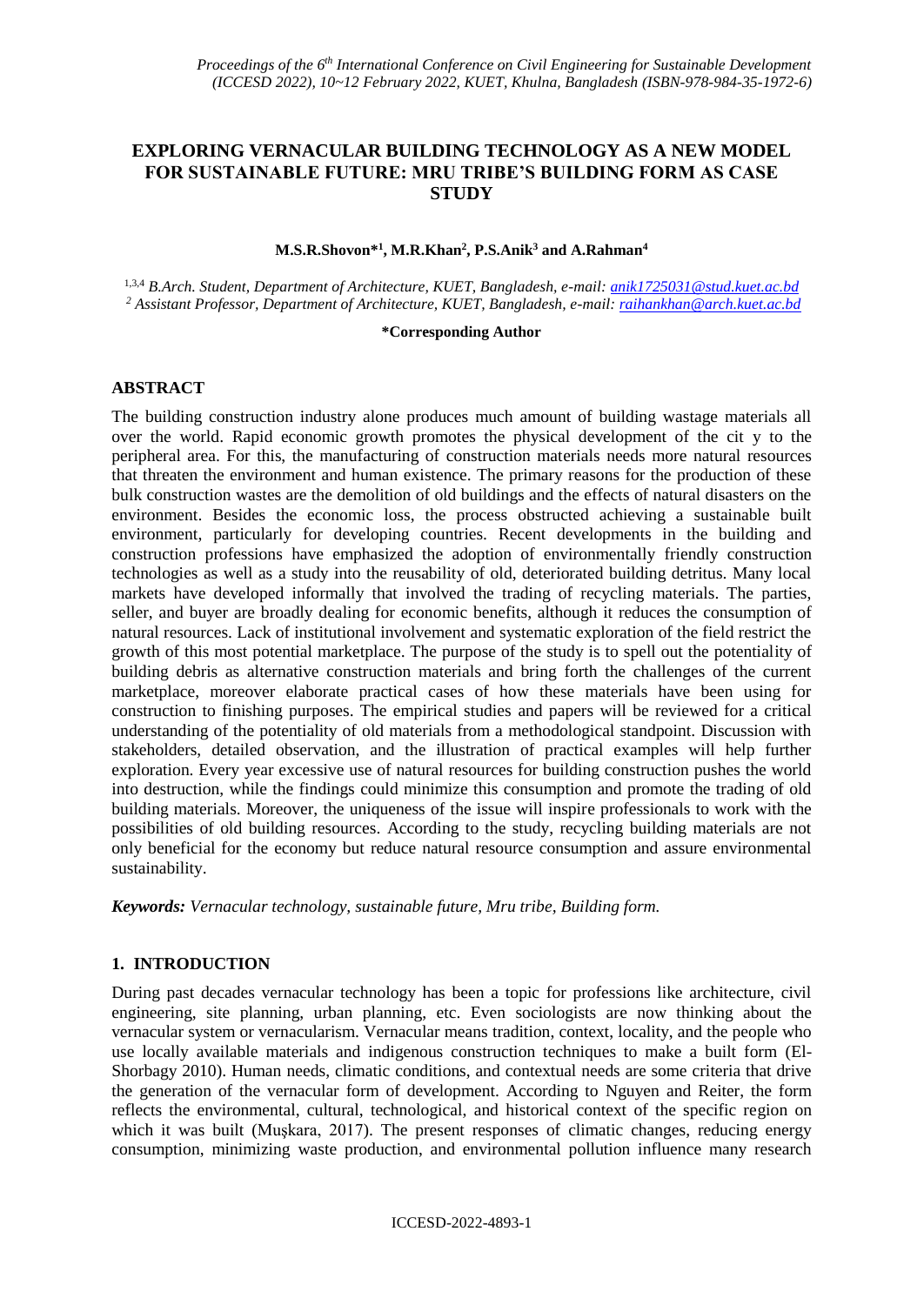*Proceedings of the 6th International Conference on Civil Engineering for Sustainable Development (ICCESD 2022), 10~12 February 2022, KUET, Khulna, Bangladesh (ISBN-978-984-35-1972-6)*

# EXPLORING VERNACULAR BUILDING TECHNOLOGY AS A NEW MODEL FOR SUSTAINABLE FUTURE: MRU TRIBE'S BUILDING FORM AS CASE STUDY

**M.S.R.Shovon*[1], M.R.Khan[2], P.S.Anik[3] and A.Rahman[4]**

[1,3,4] *B.Arch. Student, Department of Architecture, KUET, Bangladesh, e-mail: anik1725031@stud.kuet.ac.bd*
[2] *Assistant Professor, Department of Architecture, KUET, Bangladesh, e-mail: raihankhan@arch.kuet.ac.bd*

**\*Corresponding Author**

## ABSTRACT

The building construction industry alone produces much amount of building wastage materials all over the world. Rapid economic growth promotes the physical development of the cit y to the peripheral area. For this, the manufacturing of construction materials needs more natural resources that threaten the environment and human existence. The primary reasons for the production of these bulk construction wastes are the demolition of old buildings and the effects of natural disasters on the environment. Besides the economic loss, the process obstructed achieving a sustainable built environment, particularly for developing countries. Recent developments in the building and construction professions have emphasized the adoption of environmentally friendly construction technologies as well as a study into the reusability of old, deteriorated building detritus. Many local markets have developed informally that involved the trading of recycling materials. The parties, seller, and buyer are broadly dealing for economic benefits, although it reduces the consumption of natural resources. Lack of institutional involvement and systematic exploration of the field restrict the growth of this most potential marketplace. The purpose of the study is to spell out the potentiality of building debris as alternative construction materials and bring forth the challenges of the current marketplace, moreover elaborate practical cases of how these materials have been using for construction to finishing purposes. The empirical studies and papers will be reviewed for a critical understanding of the potentiality of old materials from a methodological standpoint. Discussion with stakeholders, detailed observation, and the illustration of practical examples will help further exploration. Every year excessive use of natural resources for building construction pushes the world into destruction, while the findings could minimize this consumption and promote the trading of old building materials. Moreover, the uniqueness of the issue will inspire professionals to work with the possibilities of old building resources. According to the study, recycling building materials are not only beneficial for the economy but reduce natural resource consumption and assure environmental sustainability.

***Keywords:*** *Vernacular technology, sustainable future, Mru tribe, Building form.*

## 1. INTRODUCTION

During past decades vernacular technology has been a topic for professions like architecture, civil engineering, site planning, urban planning, etc. Even sociologists are now thinking about the vernacular system or vernacularism. Vernacular means tradition, context, locality, and the people who use locally available materials and indigenous construction techniques to make a built form (El-Shorbagy 2010). Human needs, climatic conditions, and contextual needs are some criteria that drive the generation of the vernacular form of development. According to Nguyen and Reiter, the form reflects the environmental, cultural, technological, and historical context of the specific region on which it was built (Muşkara, 2017). The present responses of climatic changes, reducing energy consumption, minimizing waste production, and environmental pollution influence many research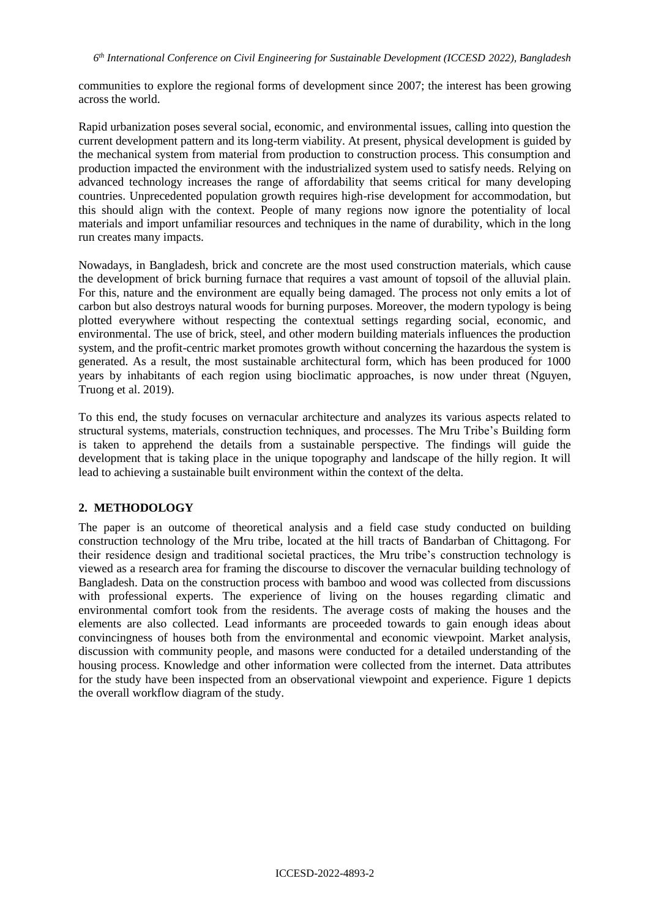communities to explore the regional forms of development since 2007; the interest has been growing across the world.

Rapid urbanization poses several social, economic, and environmental issues, calling into question the current development pattern and its long-term viability. At present, physical development is guided by the mechanical system from material from production to construction process. This consumption and production impacted the environment with the industrialized system used to satisfy needs. Relying on advanced technology increases the range of affordability that seems critical for many developing countries. Unprecedented population growth requires high-rise development for accommodation, but this should align with the context. People of many regions now ignore the potentiality of local materials and import unfamiliar resources and techniques in the name of durability, which in the long run creates many impacts.

Nowadays, in Bangladesh, brick and concrete are the most used construction materials, which cause the development of brick burning furnace that requires a vast amount of topsoil of the alluvial plain. For this, nature and the environment are equally being damaged. The process not only emits a lot of carbon but also destroys natural woods for burning purposes. Moreover, the modern typology is being plotted everywhere without respecting the contextual settings regarding social, economic, and environmental. The use of brick, steel, and other modern building materials influences the production system, and the profit-centric market promotes growth without concerning the hazardous the system is generated. As a result, the most sustainable architectural form, which has been produced for 1000 years by inhabitants of each region using bioclimatic approaches, is now under threat (Nguyen, Truong et al. 2019).

To this end, the study focuses on vernacular architecture and analyzes its various aspects related to structural systems, materials, construction techniques, and processes. The Mru Tribe's Building form is taken to apprehend the details from a sustainable perspective. The findings will guide the development that is taking place in the unique topography and landscape of the hilly region. It will lead to achieving a sustainable built environment within the context of the delta.

## 2. METHODOLOGY

The paper is an outcome of theoretical analysis and a field case study conducted on building construction technology of the Mru tribe, located at the hill tracts of Bandarban of Chittagong. For their residence design and traditional societal practices, the Mru tribe's construction technology is viewed as a research area for framing the discourse to discover the vernacular building technology of Bangladesh. Data on the construction process with bamboo and wood was collected from discussions with professional experts. The experience of living on the houses regarding climatic and environmental comfort took from the residents. The average costs of making the houses and the elements are also collected. Lead informants are proceeded towards to gain enough ideas about convincingness of houses both from the environmental and economic viewpoint. Market analysis, discussion with community people, and masons were conducted for a detailed understanding of the housing process. Knowledge and other information were collected from the internet. Data attributes for the study have been inspected from an observational viewpoint and experience. Figure 1 depicts the overall workflow diagram of the study.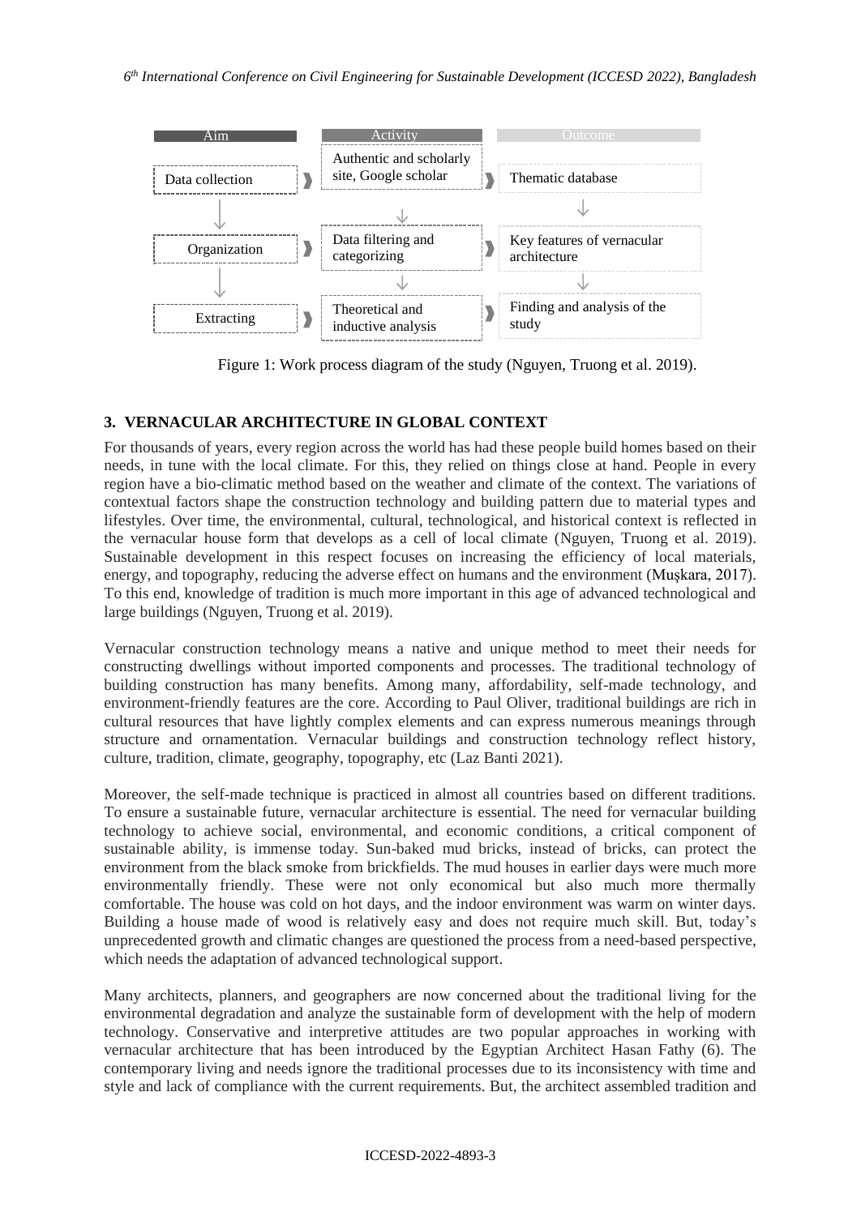| Aim | | Activity | | Outcome |
|---|---|---|---|---|
| Data collection | ❯ | Authentic and scholarly site, Google scholar | ❯ | Thematic database |
| ↓ | | ↓ | | ↓ |
| Organization | ❯ | Data filtering and categorizing | ❯ | Key features of vernacular architecture |
| ↓ | | ↓ | | ↓ |
| Extracting | ❯ | Theoretical and inductive analysis | ❯ | Finding and analysis of the study |

Figure 1: Work process diagram of the study (Nguyen, Truong et al. 2019).

## 3. VERNACULAR ARCHITECTURE IN GLOBAL CONTEXT

For thousands of years, every region across the world has had these people build homes based on their needs, in tune with the local climate. For this, they relied on things close at hand. People in every region have a bio-climatic method based on the weather and climate of the context. The variations of contextual factors shape the construction technology and building pattern due to material types and lifestyles. Over time, the environmental, cultural, technological, and historical context is reflected in the vernacular house form that develops as a cell of local climate (Nguyen, Truong et al. 2019). Sustainable development in this respect focuses on increasing the efficiency of local materials, energy, and topography, reducing the adverse effect on humans and the environment (Muşkara, 2017). To this end, knowledge of tradition is much more important in this age of advanced technological and large buildings (Nguyen, Truong et al. 2019).

Vernacular construction technology means a native and unique method to meet their needs for constructing dwellings without imported components and processes. The traditional technology of building construction has many benefits. Among many, affordability, self-made technology, and environment-friendly features are the core. According to Paul Oliver, traditional buildings are rich in cultural resources that have lightly complex elements and can express numerous meanings through structure and ornamentation. Vernacular buildings and construction technology reflect history, culture, tradition, climate, geography, topography, etc (Laz Banti 2021).

Moreover, the self-made technique is practiced in almost all countries based on different traditions. To ensure a sustainable future, vernacular architecture is essential. The need for vernacular building technology to achieve social, environmental, and economic conditions, a critical component of sustainable ability, is immense today. Sun-baked mud bricks, instead of bricks, can protect the environment from the black smoke from brickfields. The mud houses in earlier days were much more environmentally friendly. These were not only economical but also much more thermally comfortable. The house was cold on hot days, and the indoor environment was warm on winter days. Building a house made of wood is relatively easy and does not require much skill. But, today's unprecedented growth and climatic changes are questioned the process from a need-based perspective, which needs the adaptation of advanced technological support.

Many architects, planners, and geographers are now concerned about the traditional living for the environmental degradation and analyze the sustainable form of development with the help of modern technology. Conservative and interpretive attitudes are two popular approaches in working with vernacular architecture that has been introduced by the Egyptian Architect Hasan Fathy (6). The contemporary living and needs ignore the traditional processes due to its inconsistency with time and style and lack of compliance with the current requirements. But, the architect assembled tradition and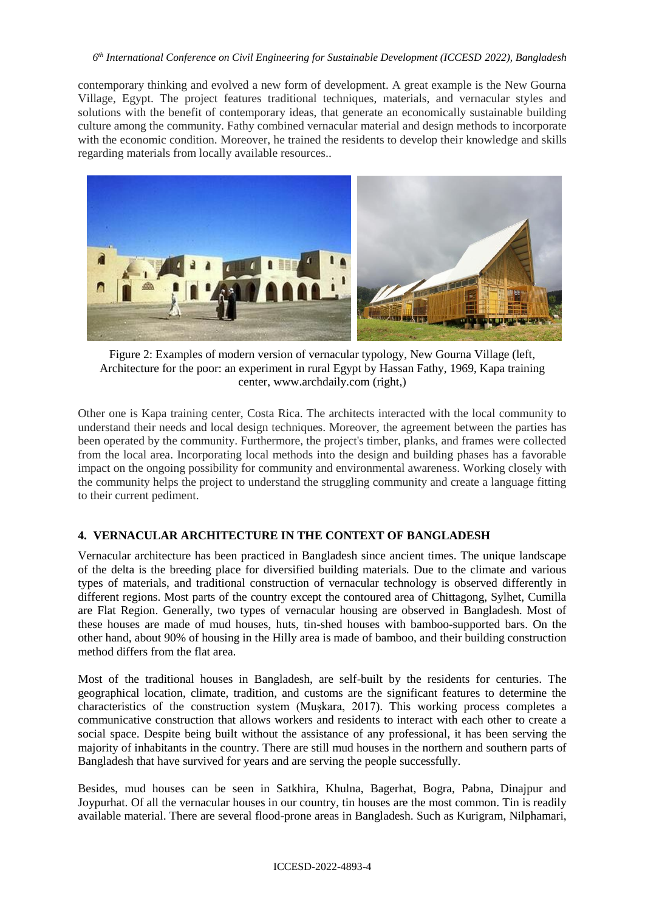contemporary thinking and evolved a new form of development. A great example is the New Gourna Village, Egypt. The project features traditional techniques, materials, and vernacular styles and solutions with the benefit of contemporary ideas, that generate an economically sustainable building culture among the community. Fathy combined vernacular material and design methods to incorporate with the economic condition. Moreover, he trained the residents to develop their knowledge and skills regarding materials from locally available resources..

Figure 2: Examples of modern version of vernacular typology, New Gourna Village (left, Architecture for the poor: an experiment in rural Egypt by Hassan Fathy, 1969, Kapa training center, www.archdaily.com (right,)

Other one is Kapa training center, Costa Rica. The architects interacted with the local community to understand their needs and local design techniques. Moreover, the agreement between the parties has been operated by the community. Furthermore, the project's timber, planks, and frames were collected from the local area. Incorporating local methods into the design and building phases has a favorable impact on the ongoing possibility for community and environmental awareness. Working closely with the community helps the project to understand the struggling community and create a language fitting to their current pediment.

## 4. VERNACULAR ARCHITECTURE IN THE CONTEXT OF BANGLADESH

Vernacular architecture has been practiced in Bangladesh since ancient times. The unique landscape of the delta is the breeding place for diversified building materials. Due to the climate and various types of materials, and traditional construction of vernacular technology is observed differently in different regions. Most parts of the country except the contoured area of Chittagong, Sylhet, Cumilla are Flat Region. Generally, two types of vernacular housing are observed in Bangladesh. Most of these houses are made of mud houses, huts, tin-shed houses with bamboo-supported bars. On the other hand, about 90% of housing in the Hilly area is made of bamboo, and their building construction method differs from the flat area.

Most of the traditional houses in Bangladesh, are self-built by the residents for centuries. The geographical location, climate, tradition, and customs are the significant features to determine the characteristics of the construction system (Muşkara, 2017). This working process completes a communicative construction that allows workers and residents to interact with each other to create a social space. Despite being built without the assistance of any professional, it has been serving the majority of inhabitants in the country. There are still mud houses in the northern and southern parts of Bangladesh that have survived for years and are serving the people successfully.

Besides, mud houses can be seen in Satkhira, Khulna, Bagerhat, Bogra, Pabna, Dinajpur and Joypurhat. Of all the vernacular houses in our country, tin houses are the most common. Tin is readily available material. There are several flood-prone areas in Bangladesh. Such as Kurigram, Nilphamari,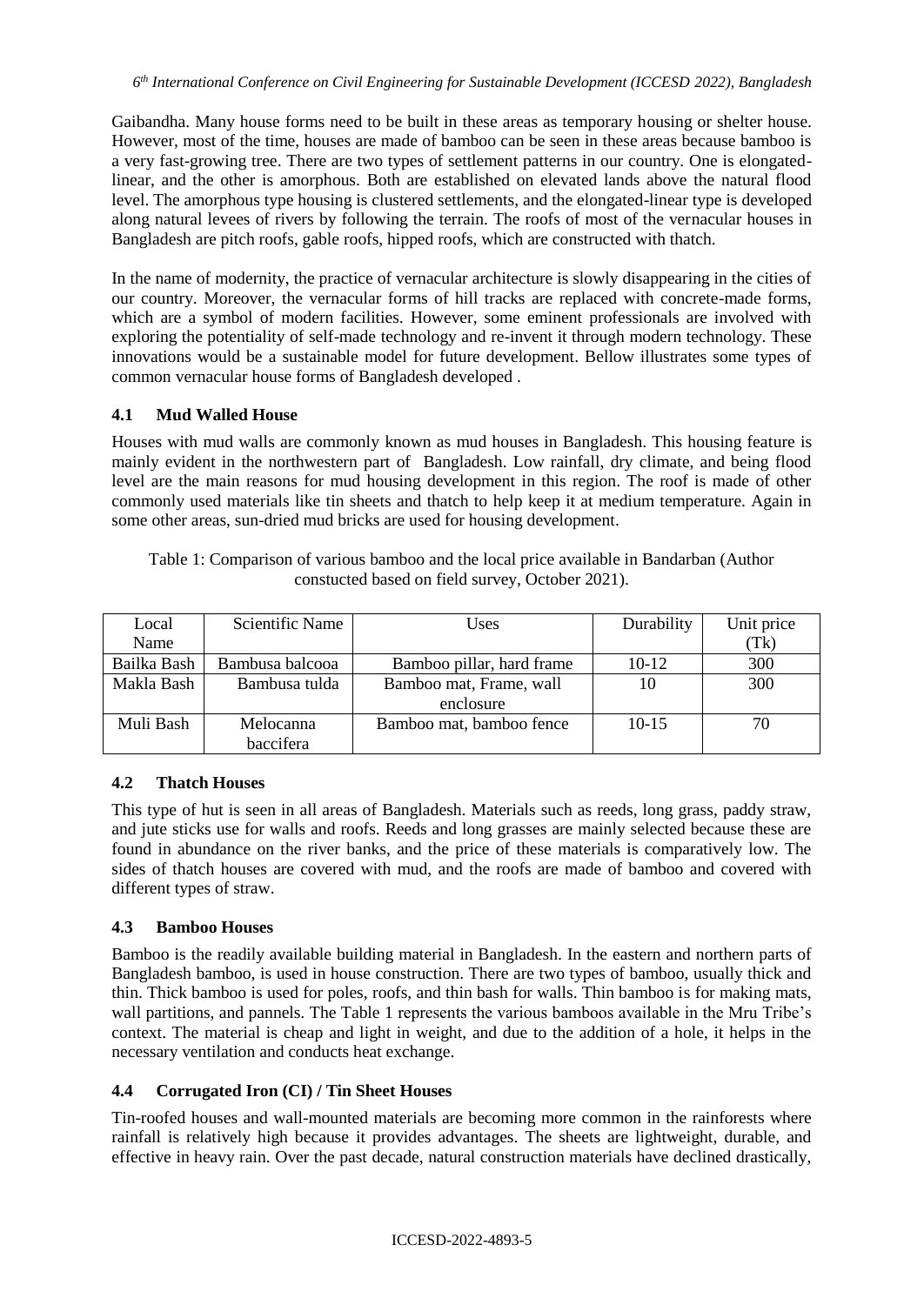Gaibandha. Many house forms need to be built in these areas as temporary housing or shelter house. However, most of the time, houses are made of bamboo can be seen in these areas because bamboo is a very fast-growing tree. There are two types of settlement patterns in our country. One is elongated-linear, and the other is amorphous. Both are established on elevated lands above the natural flood level. The amorphous type housing is clustered settlements, and the elongated-linear type is developed along natural levees of rivers by following the terrain. The roofs of most of the vernacular houses in Bangladesh are pitch roofs, gable roofs, hipped roofs, which are constructed with thatch.

In the name of modernity, the practice of vernacular architecture is slowly disappearing in the cities of our country. Moreover, the vernacular forms of hill tracks are replaced with concrete-made forms, which are a symbol of modern facilities. However, some eminent professionals are involved with exploring the potentiality of self-made technology and re-invent it through modern technology. These innovations would be a sustainable model for future development. Bellow illustrates some types of common vernacular house forms of Bangladesh developed .

### 4.1 Mud Walled House

Houses with mud walls are commonly known as mud houses in Bangladesh. This housing feature is mainly evident in the northwestern part of Bangladesh. Low rainfall, dry climate, and being flood level are the main reasons for mud housing development in this region. The roof is made of other commonly used materials like tin sheets and thatch to help keep it at medium temperature. Again in some other areas, sun-dried mud bricks are used for housing development.

Table 1: Comparison of various bamboo and the local price available in Bandarban (Author constucted based on field survey, October 2021).

| Local Name | Scientific Name | Uses | Durability | Unit price (Tk) |
|---|---|---|---|---|
| Bailka Bash | Bambusa balcooa | Bamboo pillar, hard frame | 10-12 | 300 |
| Makla Bash | Bambusa tulda | Bamboo mat, Frame, wall enclosure | 10 | 300 |
| Muli Bash | Melocanna baccifera | Bamboo mat, bamboo fence | 10-15 | 70 |

### 4.2 Thatch Houses

This type of hut is seen in all areas of Bangladesh. Materials such as reeds, long grass, paddy straw, and jute sticks use for walls and roofs. Reeds and long grasses are mainly selected because these are found in abundance on the river banks, and the price of these materials is comparatively low. The sides of thatch houses are covered with mud, and the roofs are made of bamboo and covered with different types of straw.

### 4.3 Bamboo Houses

Bamboo is the readily available building material in Bangladesh. In the eastern and northern parts of Bangladesh bamboo, is used in house construction. There are two types of bamboo, usually thick and thin. Thick bamboo is used for poles, roofs, and thin bash for walls. Thin bamboo is for making mats, wall partitions, and pannels. The Table 1 represents the various bamboos available in the Mru Tribe's context. The material is cheap and light in weight, and due to the addition of a hole, it helps in the necessary ventilation and conducts heat exchange.

### 4.4 Corrugated Iron (CI) / Tin Sheet Houses

Tin-roofed houses and wall-mounted materials are becoming more common in the rainforests where rainfall is relatively high because it provides advantages. The sheets are lightweight, durable, and effective in heavy rain. Over the past decade, natural construction materials have declined drastically,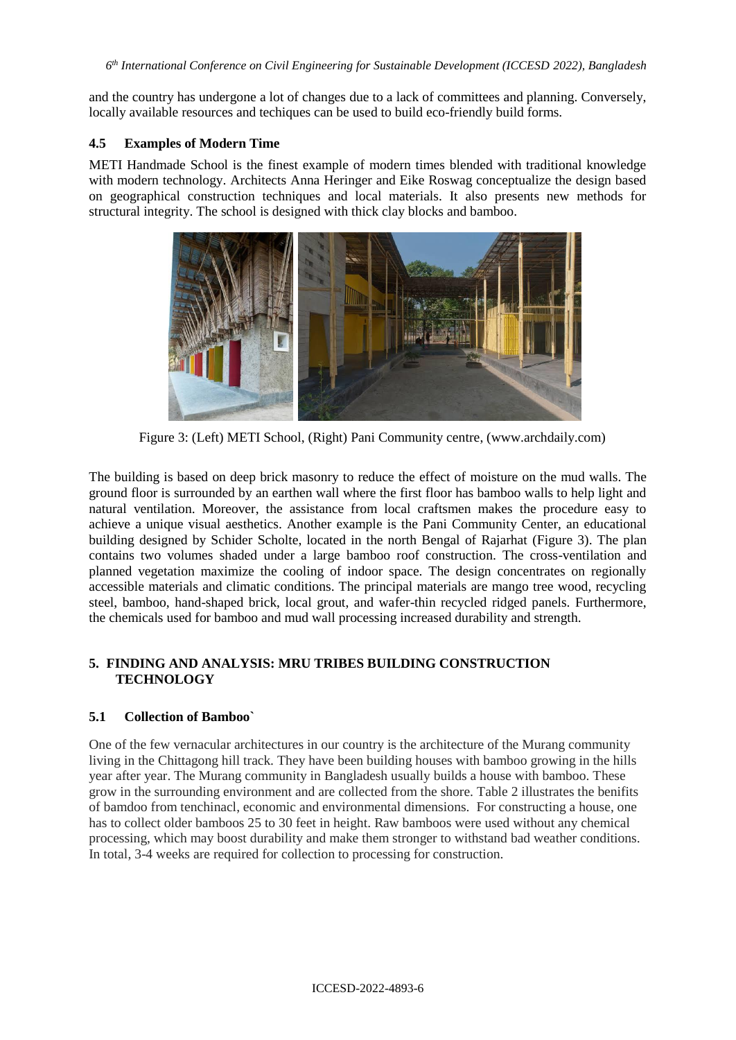and the country has undergone a lot of changes due to a lack of committees and planning. Conversely, locally available resources and techiques can be used to build eco-friendly build forms.

### 4.5 Examples of Modern Time

METI Handmade School is the finest example of modern times blended with traditional knowledge with modern technology. Architects Anna Heringer and Eike Roswag conceptualize the design based on geographical construction techniques and local materials. It also presents new methods for structural integrity. The school is designed with thick clay blocks and bamboo.

Figure 3: (Left) METI School, (Right) Pani Community centre, (www.archdaily.com)

The building is based on deep brick masonry to reduce the effect of moisture on the mud walls. The ground floor is surrounded by an earthen wall where the first floor has bamboo walls to help light and natural ventilation. Moreover, the assistance from local craftsmen makes the procedure easy to achieve a unique visual aesthetics. Another example is the Pani Community Center, an educational building designed by Schider Scholte, located in the north Bengal of Rajarhat (Figure 3). The plan contains two volumes shaded under a large bamboo roof construction. The cross-ventilation and planned vegetation maximize the cooling of indoor space. The design concentrates on regionally accessible materials and climatic conditions. The principal materials are mango tree wood, recycling steel, bamboo, hand-shaped brick, local grout, and wafer-thin recycled ridged panels. Furthermore, the chemicals used for bamboo and mud wall processing increased durability and strength.

## 5. FINDING AND ANALYSIS: MRU TRIBES BUILDING CONSTRUCTION TECHNOLOGY

### 5.1 Collection of Bamboo`

One of the few vernacular architectures in our country is the architecture of the Murang community living in the Chittagong hill track. They have been building houses with bamboo growing in the hills year after year. The Murang community in Bangladesh usually builds a house with bamboo. These grow in the surrounding environment and are collected from the shore. Table 2 illustrates the benifits of bamdoo from tenchinacl, economic and environmental dimensions. For constructing a house, one has to collect older bamboos 25 to 30 feet in height. Raw bamboos were used without any chemical processing, which may boost durability and make them stronger to withstand bad weather conditions. In total, 3-4 weeks are required for collection to processing for construction.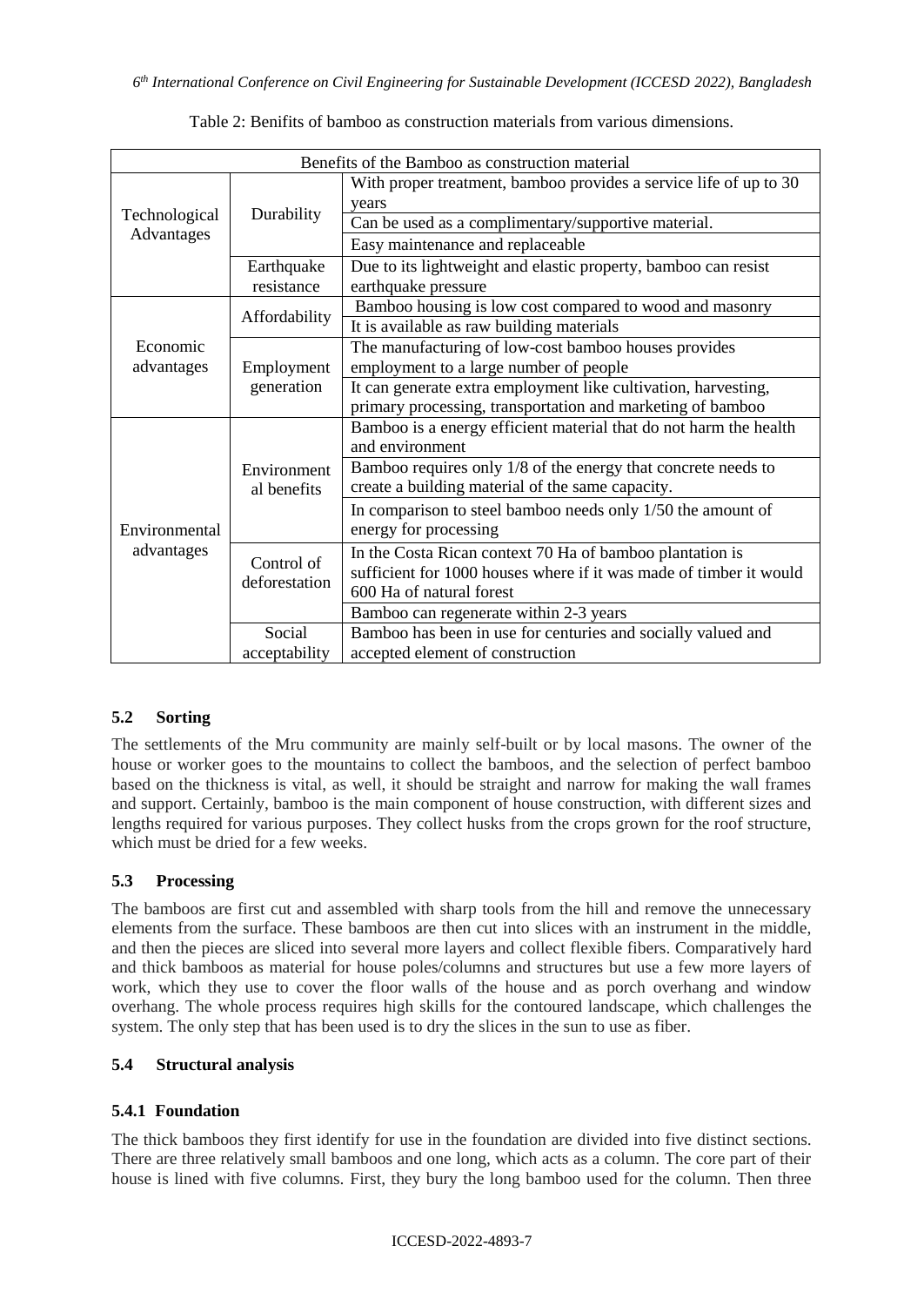Table 2: Benifits of bamboo as construction materials from various dimensions.

| Benefits of the Bamboo as construction material | | |
|---|---|---|
| Technological Advantages | Durability | With proper treatment, bamboo provides a service life of up to 30 years |
| | | Can be used as a complimentary/supportive material. |
| | | Easy maintenance and replaceable |
| | Earthquake resistance | Due to its lightweight and elastic property, bamboo can resist earthquake pressure |
| Economic advantages | Affordability | Bamboo housing is low cost compared to wood and masonry |
| | | It is available as raw building materials |
| | Employment generation | The manufacturing of low-cost bamboo houses provides employment to a large number of people |
| | | It can generate extra employment like cultivation, harvesting, primary processing, transportation and marketing of bamboo |
| Environmental advantages | Environmental benefits | Bamboo is a energy efficient material that do not harm the health and environment |
| | | Bamboo requires only 1/8 of the energy that concrete needs to create a building material of the same capacity. |
| | | In comparison to steel bamboo needs only 1/50 the amount of energy for processing |
| | Control of deforestation | In the Costa Rican context 70 Ha of bamboo plantation is sufficient for 1000 houses where if it was made of timber it would 600 Ha of natural forest |
| | | Bamboo can regenerate within 2-3 years |
| | Social acceptability | Bamboo has been in use for centuries and socially valued and accepted element of construction |

## 5.2 Sorting

The settlements of the Mru community are mainly self-built or by local masons. The owner of the house or worker goes to the mountains to collect the bamboos, and the selection of perfect bamboo based on the thickness is vital, as well, it should be straight and narrow for making the wall frames and support. Certainly, bamboo is the main component of house construction, with different sizes and lengths required for various purposes. They collect husks from the crops grown for the roof structure, which must be dried for a few weeks.

## 5.3 Processing

The bamboos are first cut and assembled with sharp tools from the hill and remove the unnecessary elements from the surface. These bamboos are then cut into slices with an instrument in the middle, and then the pieces are sliced into several more layers and collect flexible fibers. Comparatively hard and thick bamboos as material for house poles/columns and structures but use a few more layers of work, which they use to cover the floor walls of the house and as porch overhang and window overhang. The whole process requires high skills for the contoured landscape, which challenges the system. The only step that has been used is to dry the slices in the sun to use as fiber.

## 5.4 Structural analysis

### 5.4.1 Foundation

The thick bamboos they first identify for use in the foundation are divided into five distinct sections. There are three relatively small bamboos and one long, which acts as a column. The core part of their house is lined with five columns. First, they bury the long bamboo used for the column. Then three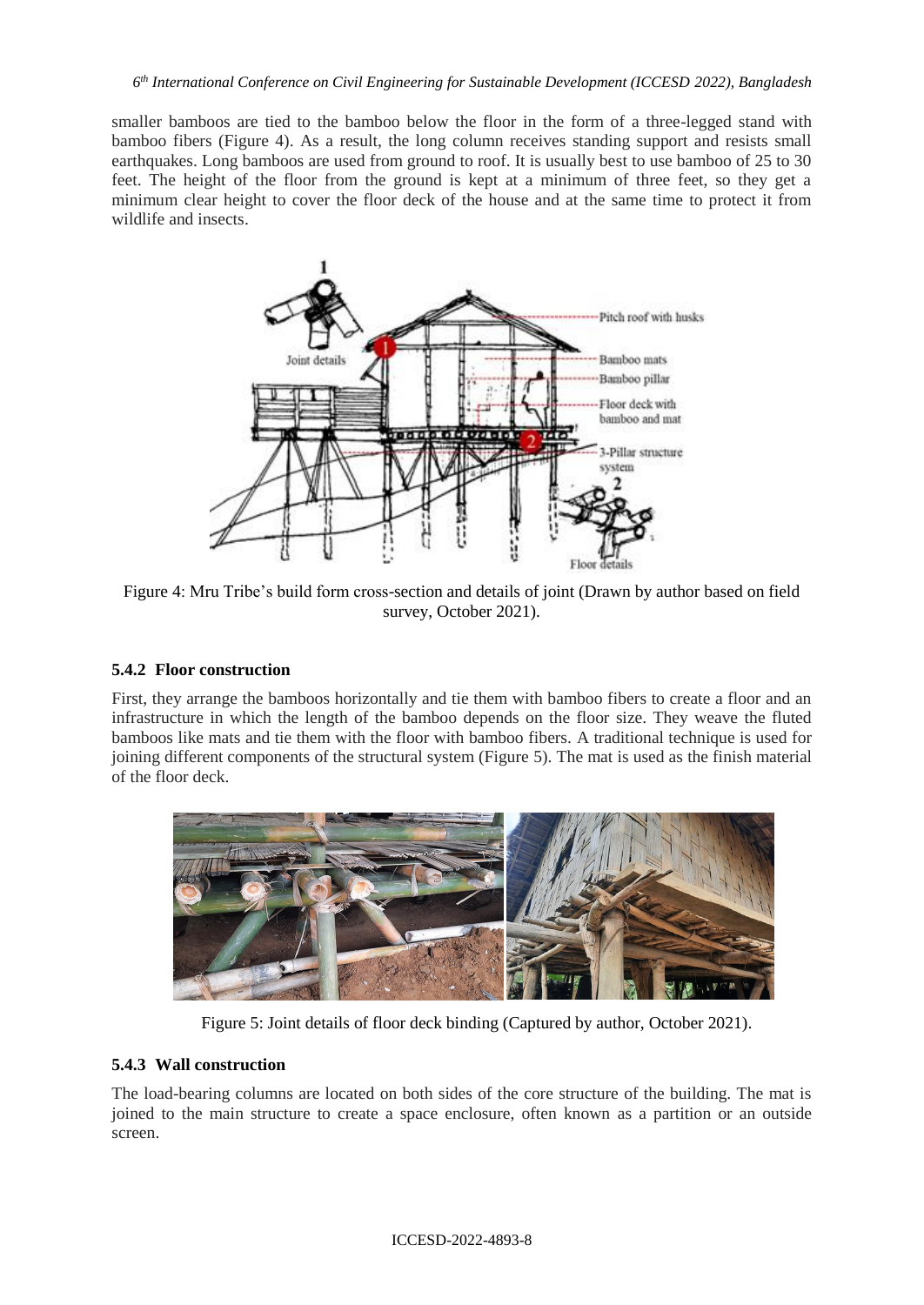smaller bamboos are tied to the bamboo below the floor in the form of a three-legged stand with bamboo fibers (Figure 4). As a result, the long column receives standing support and resists small earthquakes. Long bamboos are used from ground to roof. It is usually best to use bamboo of 25 to 30 feet. The height of the floor from the ground is kept at a minimum of three feet, so they get a minimum clear height to cover the floor deck of the house and at the same time to protect it from wildlife and insects.

Figure 4: Mru Tribe's build form cross-section and details of joint (Drawn by author based on field survey, October 2021).

### 5.4.2 Floor construction

First, they arrange the bamboos horizontally and tie them with bamboo fibers to create a floor and an infrastructure in which the length of the bamboo depends on the floor size. They weave the fluted bamboos like mats and tie them with the floor with bamboo fibers. A traditional technique is used for joining different components of the structural system (Figure 5). The mat is used as the finish material of the floor deck.

Figure 5: Joint details of floor deck binding (Captured by author, October 2021).

### 5.4.3 Wall construction

The load-bearing columns are located on both sides of the core structure of the building. The mat is joined to the main structure to create a space enclosure, often known as a partition or an outside screen.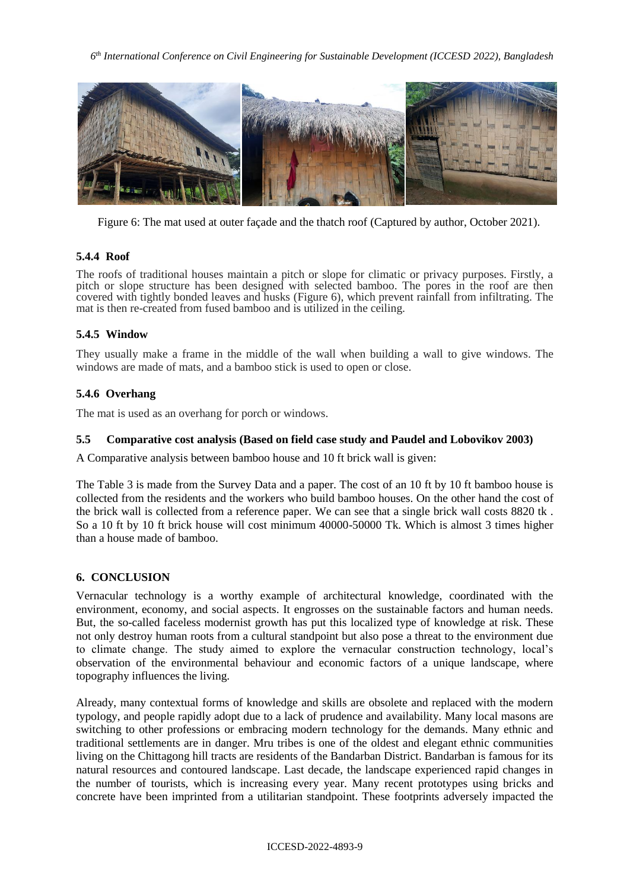Figure 6: The mat used at outer façade and the thatch roof (Captured by author, October 2021).

### 5.4.4 Roof

The roofs of traditional houses maintain a pitch or slope for climatic or privacy purposes. Firstly, a pitch or slope structure has been designed with selected bamboo. The pores in the roof are then covered with tightly bonded leaves and husks (Figure 6), which prevent rainfall from infiltrating. The mat is then re-created from fused bamboo and is utilized in the ceiling.

### 5.4.5 Window

They usually make a frame in the middle of the wall when building a wall to give windows. The windows are made of mats, and a bamboo stick is used to open or close.

### 5.4.6 Overhang

The mat is used as an overhang for porch or windows.

### 5.5 Comparative cost analysis (Based on field case study and Paudel and Lobovikov 2003)

A Comparative analysis between bamboo house and 10 ft brick wall is given:

The Table 3 is made from the Survey Data and a paper. The cost of an 10 ft by 10 ft bamboo house is collected from the residents and the workers who build bamboo houses. On the other hand the cost of the brick wall is collected from a reference paper. We can see that a single brick wall costs 8820 tk . So a 10 ft by 10 ft brick house will cost minimum 40000-50000 Tk. Which is almost 3 times higher than a house made of bamboo.

## 6. CONCLUSION

Vernacular technology is a worthy example of architectural knowledge, coordinated with the environment, economy, and social aspects. It engrosses on the sustainable factors and human needs. But, the so-called faceless modernist growth has put this localized type of knowledge at risk. These not only destroy human roots from a cultural standpoint but also pose a threat to the environment due to climate change. The study aimed to explore the vernacular construction technology, local's observation of the environmental behaviour and economic factors of a unique landscape, where topography influences the living.

Already, many contextual forms of knowledge and skills are obsolete and replaced with the modern typology, and people rapidly adopt due to a lack of prudence and availability. Many local masons are switching to other professions or embracing modern technology for the demands. Many ethnic and traditional settlements are in danger. Mru tribes is one of the oldest and elegant ethnic communities living on the Chittagong hill tracts are residents of the Bandarban District. Bandarban is famous for its natural resources and contoured landscape. Last decade, the landscape experienced rapid changes in the number of tourists, which is increasing every year. Many recent prototypes using bricks and concrete have been imprinted from a utilitarian standpoint. These footprints adversely impacted the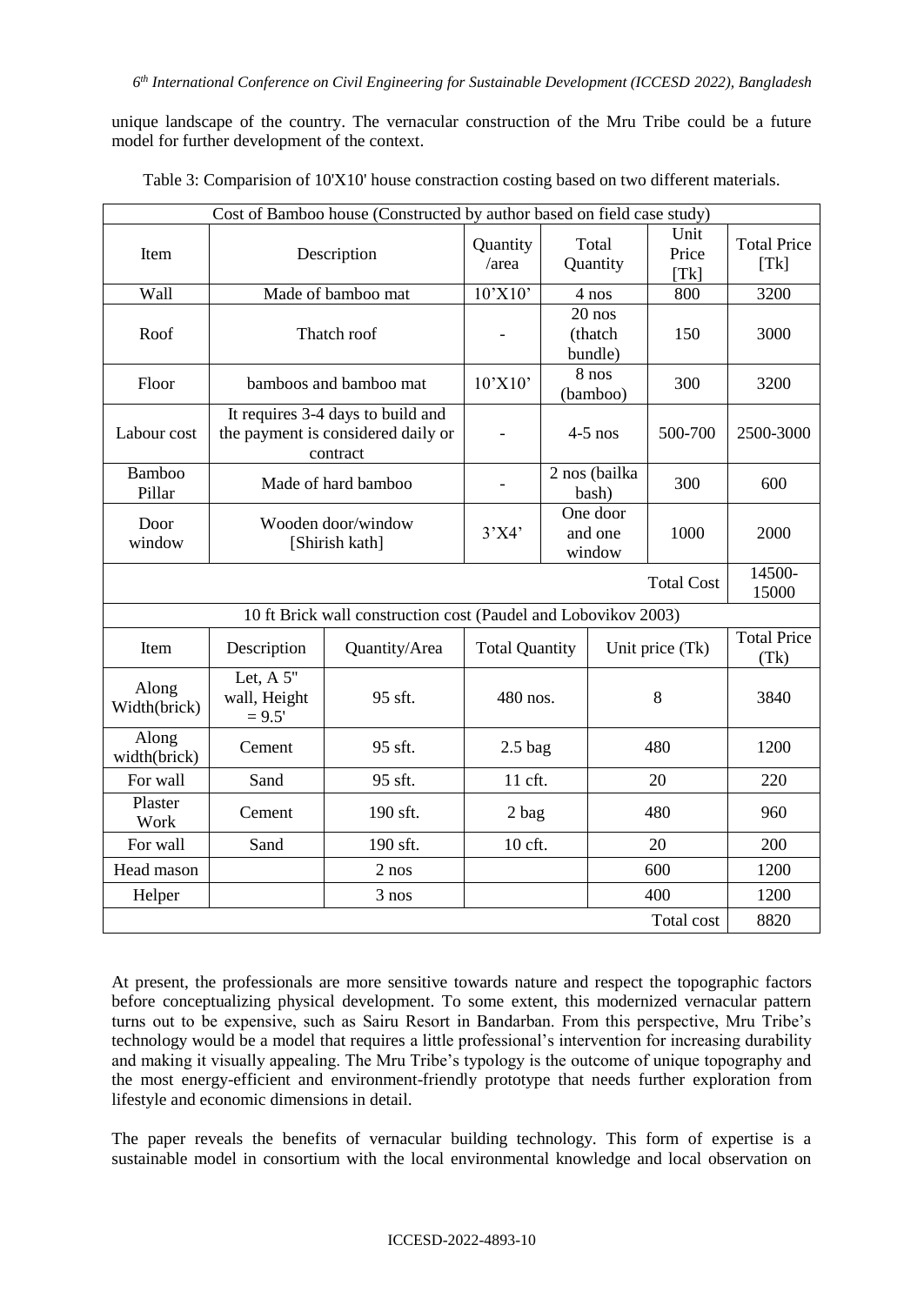unique landscape of the country. The vernacular construction of the Mru Tribe could be a future model for further development of the context.

Table 3: Comparision of 10'X10' house constraction costing based on two different materials.

| Cost of Bamboo house (Constructed by author based on field case study) | | | | | |
|---|---|---|---|---|---|
| Item | Description | Quantity /area | Total Quantity | Unit Price [Tk] | Total Price [Tk] |
| Wall | Made of bamboo mat | 10'X10' | 4 nos | 800 | 3200 |
| Roof | Thatch roof | - | 20 nos (thatch bundle) | 150 | 3000 |
| Floor | bamboos and bamboo mat | 10'X10' | 8 nos (bamboo) | 300 | 3200 |
| Labour cost | It requires 3-4 days to build and the payment is considered daily or contract | - | 4-5 nos | 500-700 | 2500-3000 |
| Bamboo Pillar | Made of hard bamboo | - | 2 nos (bailka bash) | 300 | 600 |
| Door window | Wooden door/window [Shirish kath] | 3'X4' | One door and one window | 1000 | 2000 |
| | | | | Total Cost | 14500-15000 |

| 10 ft Brick wall construction cost (Paudel and Lobovikov 2003) | | | | | |
|---|---|---|---|---|---|
| Item | Description | Quantity/Area | Total Quantity | Unit price (Tk) | Total Price (Tk) |
| Along Width(brick) | Let, A 5" wall, Height = 9.5' | 95 sft. | 480 nos. | 8 | 3840 |
| Along width(brick) | Cement | 95 sft. | 2.5 bag | 480 | 1200 |
| For wall | Sand | 95 sft. | 11 cft. | 20 | 220 |
| Plaster Work | Cement | 190 sft. | 2 bag | 480 | 960 |
| For wall | Sand | 190 sft. | 10 cft. | 20 | 200 |
| Head mason | | 2 nos | | 600 | 1200 |
| Helper | | 3 nos | | 400 | 1200 |
| | | | | Total cost | 8820 |

At present, the professionals are more sensitive towards nature and respect the topographic factors before conceptualizing physical development. To some extent, this modernized vernacular pattern turns out to be expensive, such as Sairu Resort in Bandarban. From this perspective, Mru Tribe's technology would be a model that requires a little professional's intervention for increasing durability and making it visually appealing. The Mru Tribe's typology is the outcome of unique topography and the most energy-efficient and environment-friendly prototype that needs further exploration from lifestyle and economic dimensions in detail.

The paper reveals the benefits of vernacular building technology. This form of expertise is a sustainable model in consortium with the local environmental knowledge and local observation on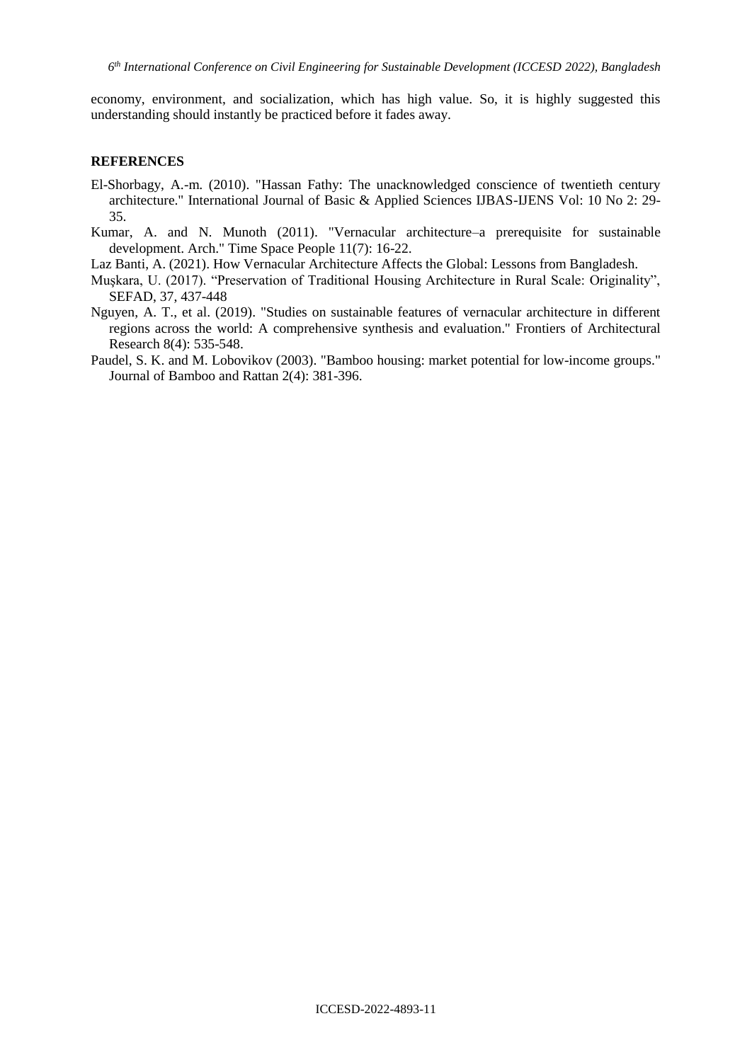economy, environment, and socialization, which has high value. So, it is highly suggested this understanding should instantly be practiced before it fades away.

## REFERENCES

El-Shorbagy, A.-m. (2010). "Hassan Fathy: The unacknowledged conscience of twentieth century architecture." International Journal of Basic & Applied Sciences IJBAS-IJENS Vol: 10 No 2: 29-35.

Kumar, A. and N. Munoth (2011). "Vernacular architecture–a prerequisite for sustainable development. Arch." Time Space People 11(7): 16-22.

Laz Banti, A. (2021). How Vernacular Architecture Affects the Global: Lessons from Bangladesh.

Muşkara, U. (2017). "Preservation of Traditional Housing Architecture in Rural Scale: Originality", SEFAD, 37, 437-448

Nguyen, A. T., et al. (2019). "Studies on sustainable features of vernacular architecture in different regions across the world: A comprehensive synthesis and evaluation." Frontiers of Architectural Research 8(4): 535-548.

Paudel, S. K. and M. Lobovikov (2003). "Bamboo housing: market potential for low-income groups." Journal of Bamboo and Rattan 2(4): 381-396.